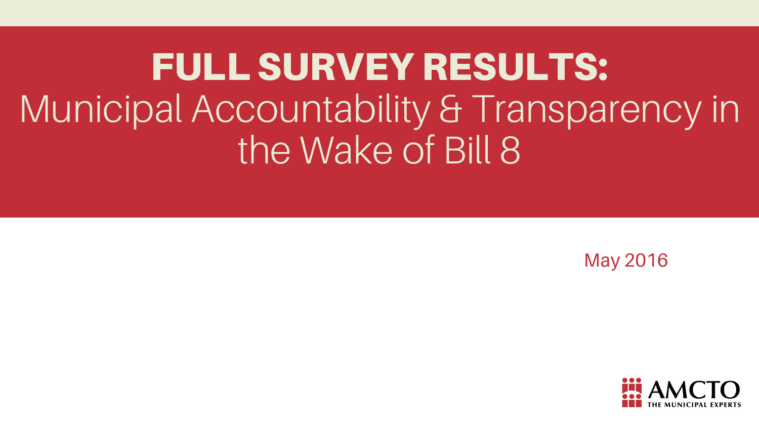# FULL SURVEY RESULTS: Municipal Accountability & Transparency in the Wake of Bill 8

May 2016

AMCTO
THE MUNICIPAL EXPERTS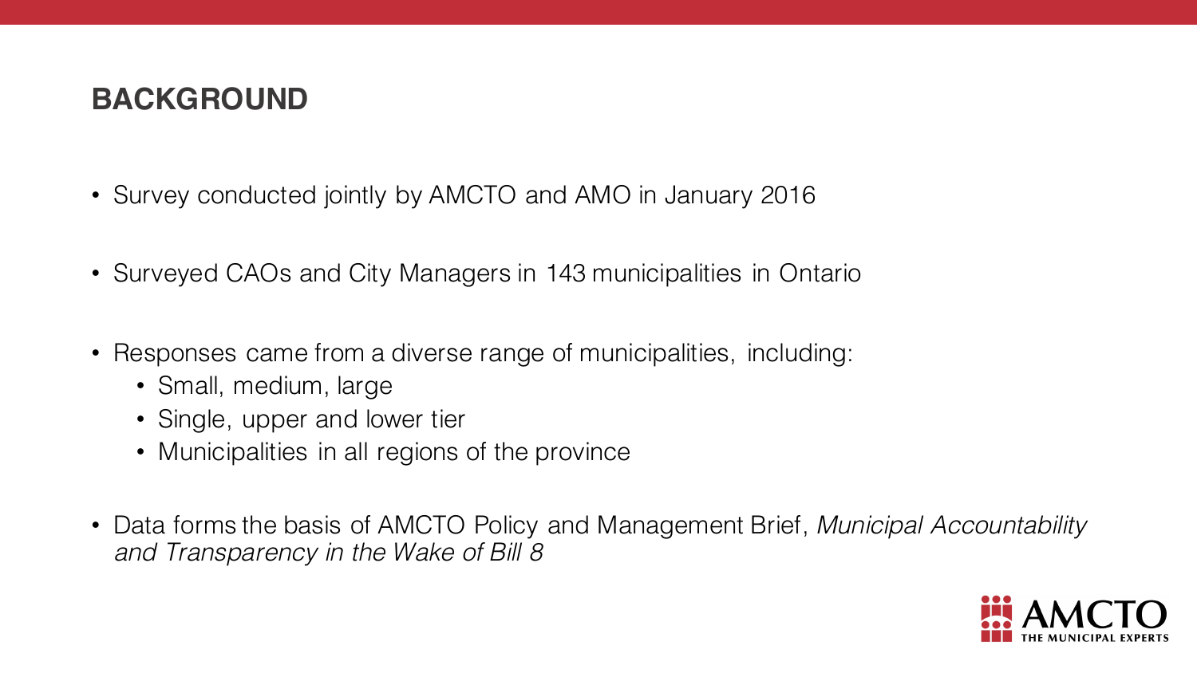## BACKGROUND

- Survey conducted jointly by AMCTO and AMO in January 2016
- Surveyed CAOs and City Managers in 143 municipalities in Ontario
- Responses came from a diverse range of municipalities, including:
  - Small, medium, large
  - Single, upper and lower tier
  - Municipalities in all regions of the province
- Data forms the basis of AMCTO Policy and Management Brief, *Municipal Accountability and Transparency in the Wake of Bill 8*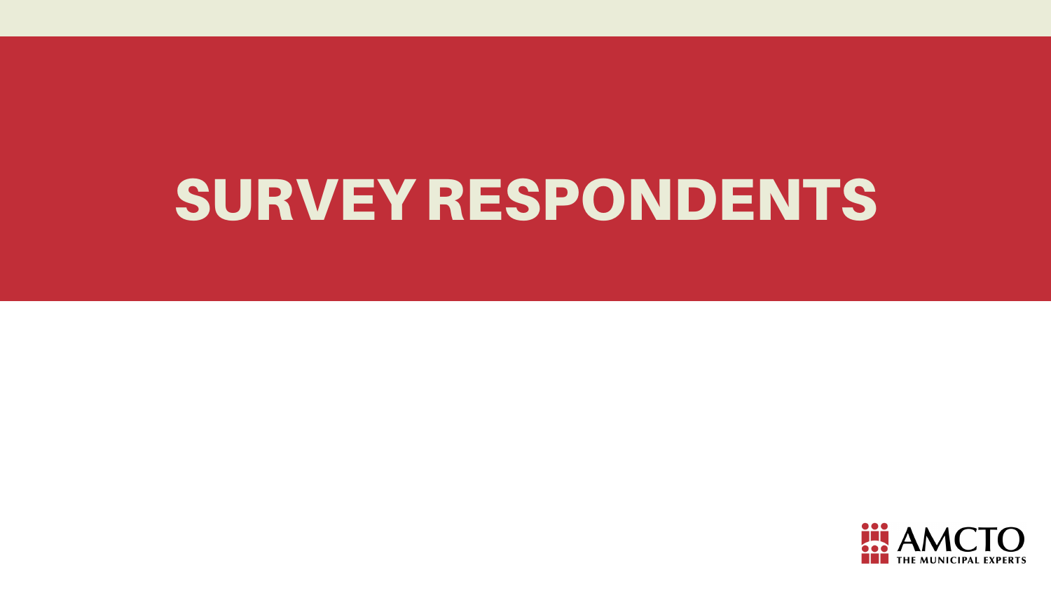# SURVEY RESPONDENTS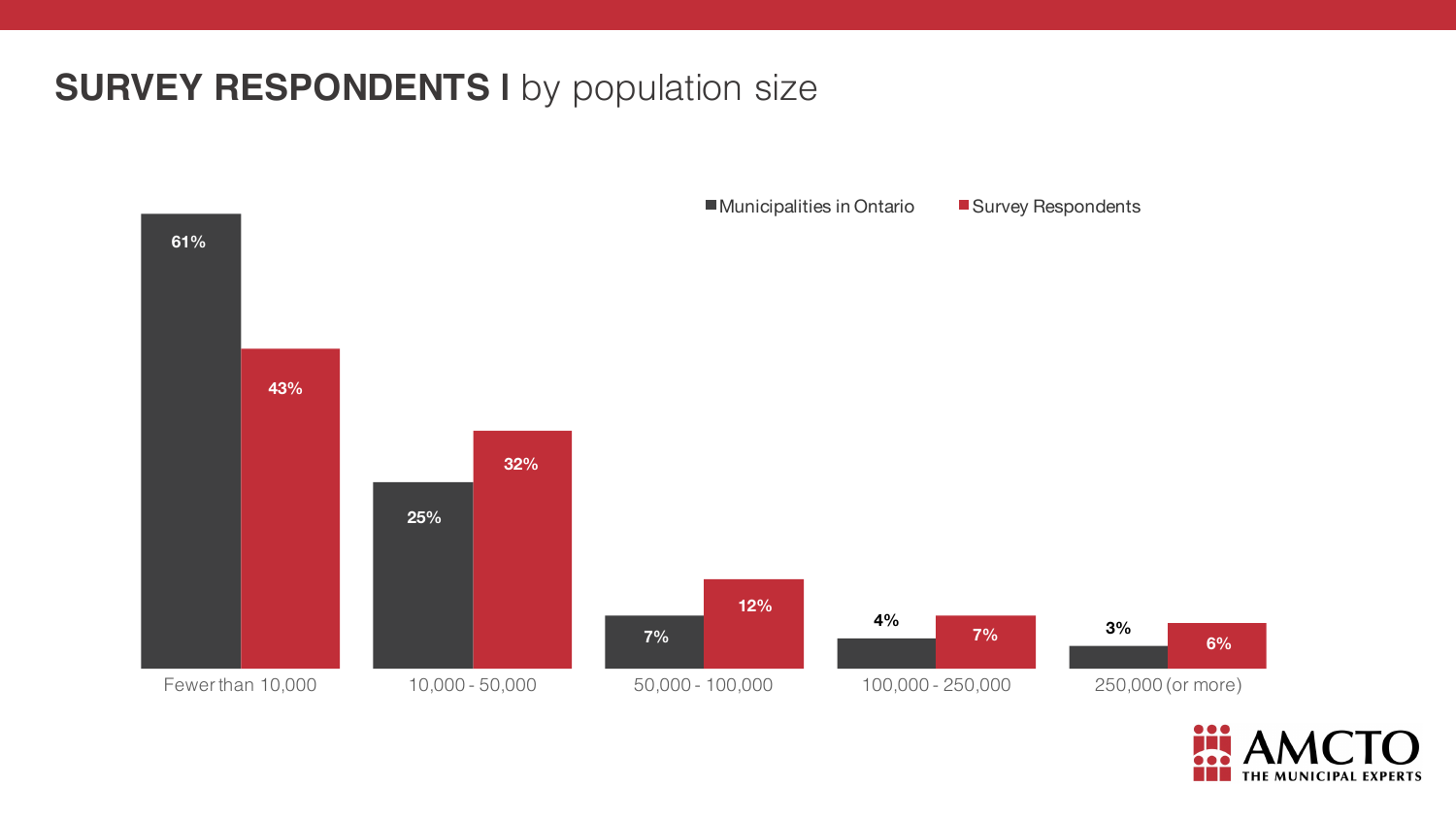## SURVEY RESPONDENTS I by population size

| Population size | Municipalities in Ontario | Survey Respondents |
| --- | --- | --- |
| Fewer than 10,000 | 61% | 43% |
| 10,000 - 50,000 | 25% | 32% |
| 50,000 - 100,000 | 7% | 12% |
| 100,000 - 250,000 | 4% | 7% |
| 250,000 (or more) | 3% | 6% |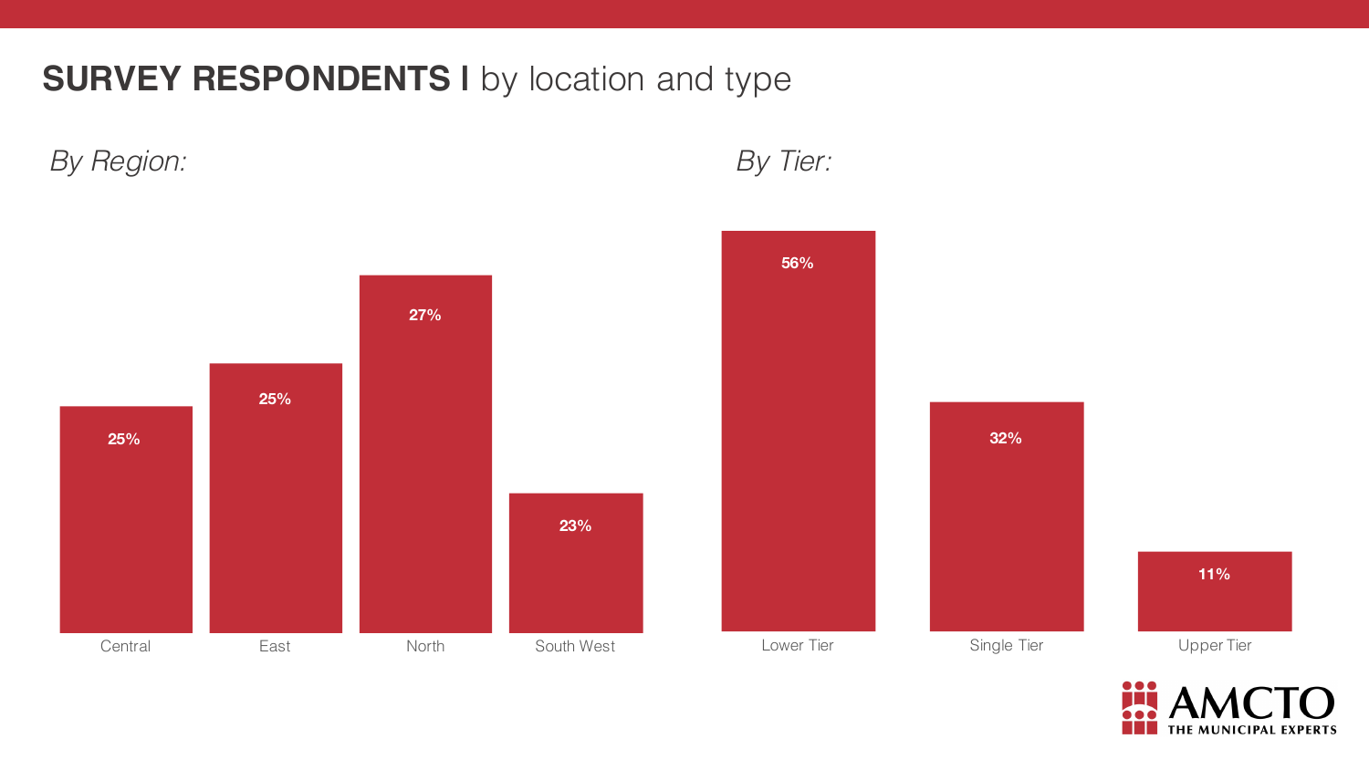# SURVEY RESPONDENTS I by location and type

*By Region:*

| Central | East | North | South West |
| --- | --- | --- | --- |
| 25% | 25% | 27% | 23% |

*By Tier:*

| Lower Tier | Single Tier | Upper Tier |
| --- | --- | --- |
| 56% | 32% | 11% |

AMCTO THE MUNICIPAL EXPERTS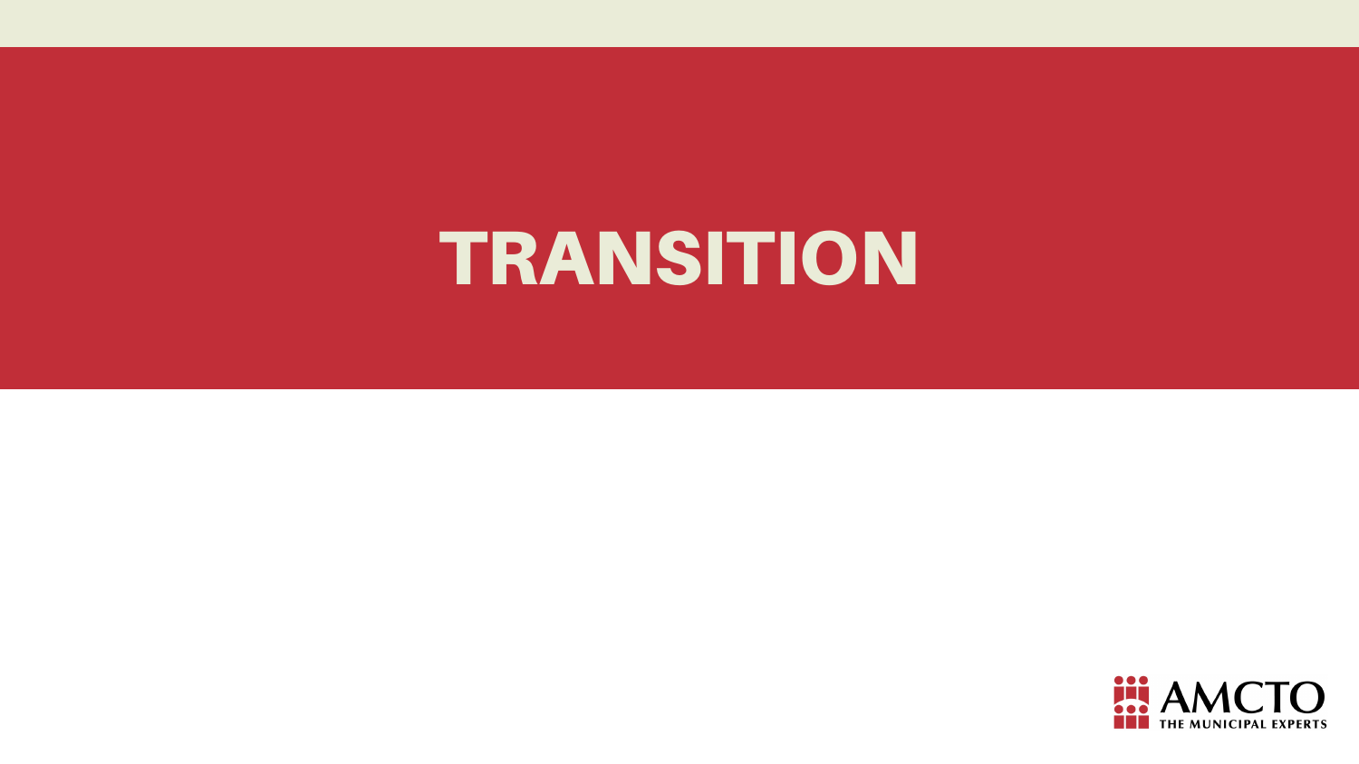# TRANSITION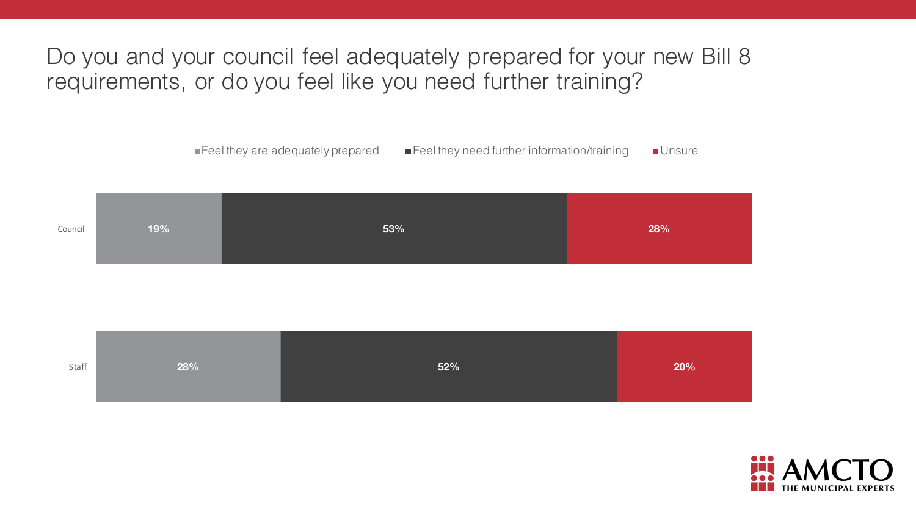# Do you and your council feel adequately prepared for your new Bill 8 requirements, or do you feel like you need further training?

| | Feel they are adequately prepared | Feel they need further information/training | Unsure |
|---|---|---|---|
| Council | 19% | 53% | 28% |
| Staff | 28% | 52% | 20% |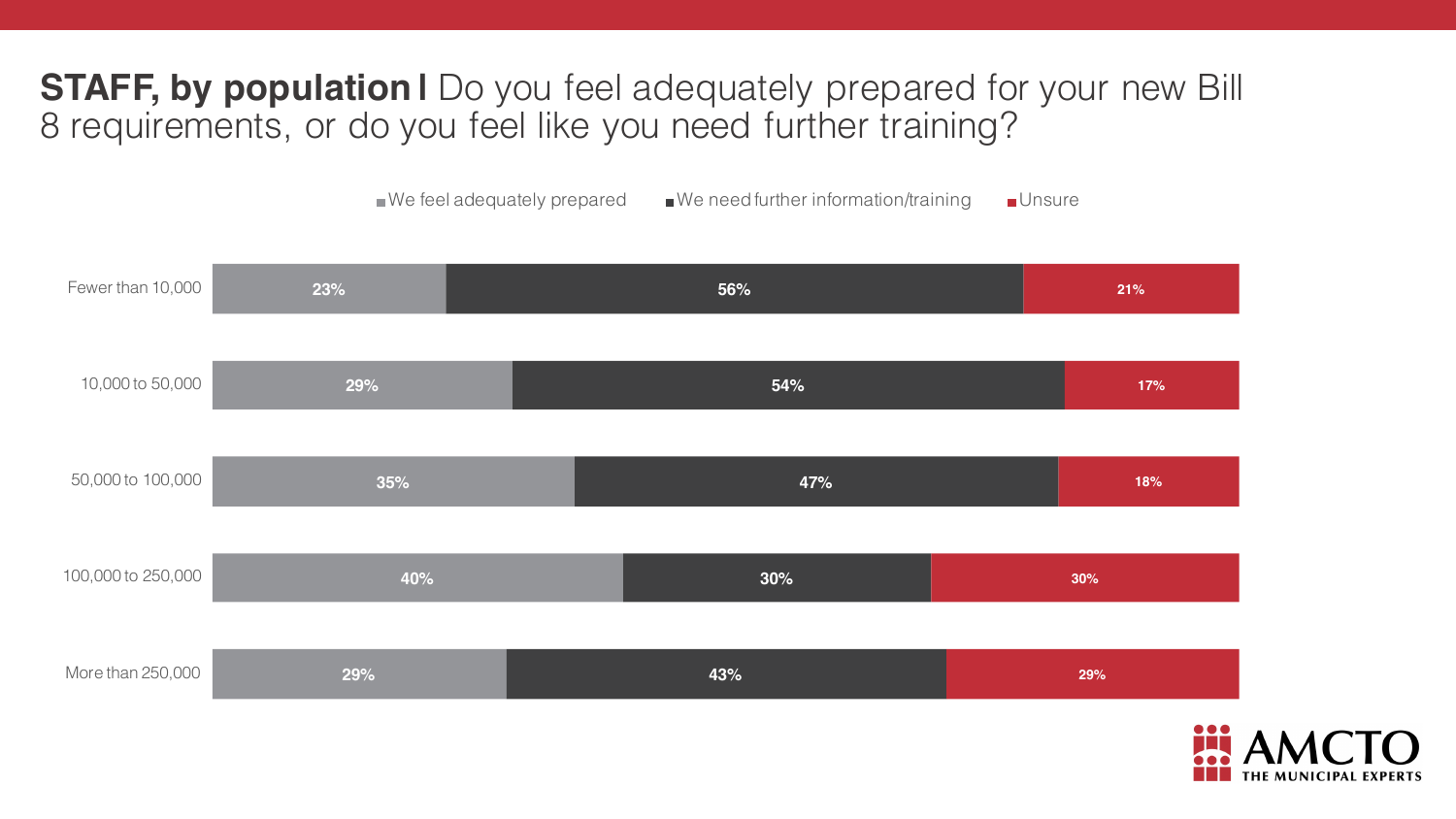## **STAFF, by population |** Do you feel adequately prepared for your new Bill 8 requirements, or do you feel like you need further training?

| | We feel adequately prepared | We need further information/training | Unsure |
|---|---|---|---|
| Fewer than 10,000 | 23% | 56% | 21% |
| 10,000 to 50,000 | 29% | 54% | 17% |
| 50,000 to 100,000 | 35% | 47% | 18% |
| 100,000 to 250,000 | 40% | 30% | 30% |
| More than 250,000 | 29% | 43% | 29% |

AMCTO THE MUNICIPAL EXPERTS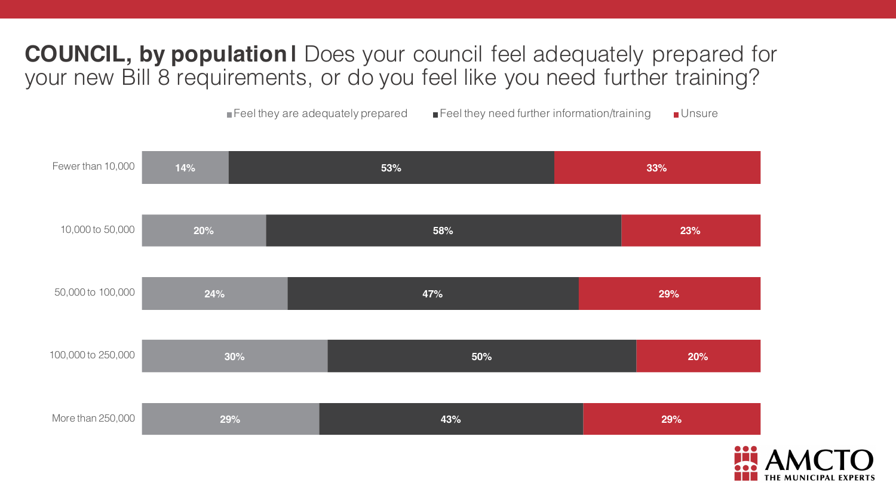## **COUNCIL, by population |** Does your council feel adequately prepared for your new Bill 8 requirements, or do you feel like you need further training?

| Population | Feel they are adequately prepared | Feel they need further information/training | Unsure |
| --- | --- | --- | --- |
| Fewer than 10,000 | 14% | 53% | 33% |
| 10,000 to 50,000 | 20% | 58% | 23% |
| 50,000 to 100,000 | 24% | 47% | 29% |
| 100,000 to 250,000 | 30% | 50% | 20% |
| More than 250,000 | 29% | 43% | 29% |

AMCTO THE MUNICIPAL EXPERTS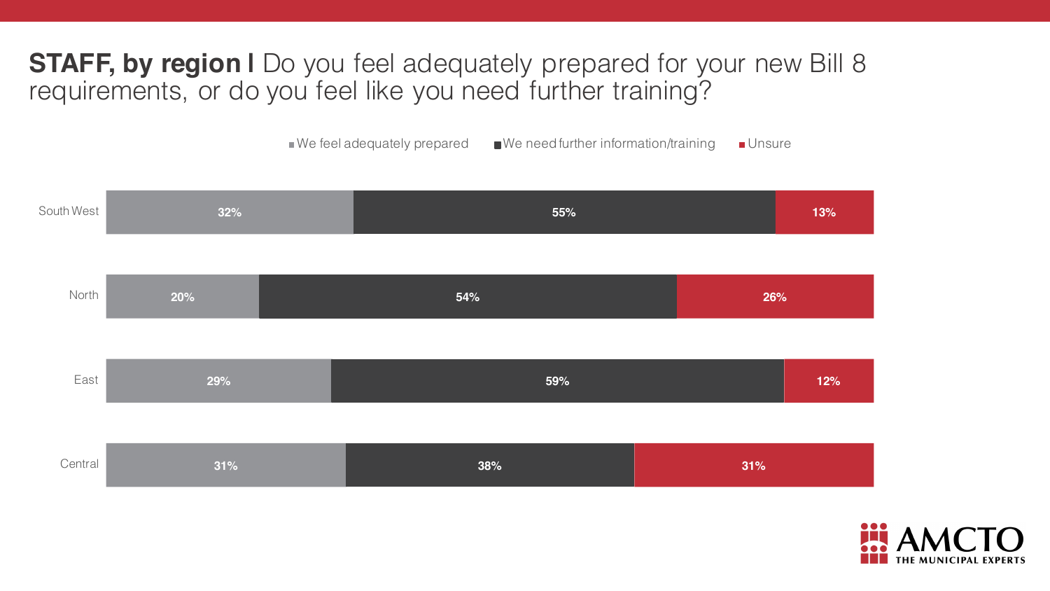# **STAFF, by region |** Do you feel adequately prepared for your new Bill 8 requirements, or do you feel like you need further training?

| Region | We feel adequately prepared | We need further information/training | Unsure |
| --- | --- | --- | --- |
| South West | 32% | 55% | 13% |
| North | 20% | 54% | 26% |
| East | 29% | 59% | 12% |
| Central | 31% | 38% | 31% |

AMCTO THE MUNICIPAL EXPERTS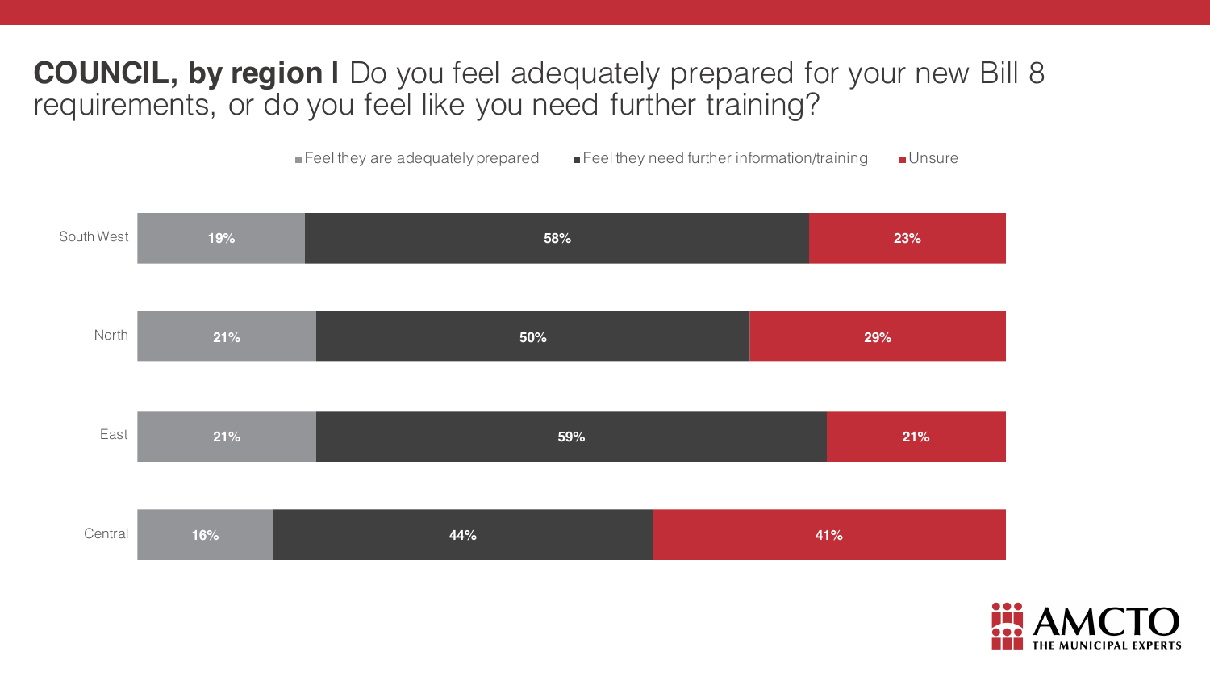## **COUNCIL, by region |** Do you feel adequately prepared for your new Bill 8 requirements, or do you feel like you need further training?

| Region | Feel they are adequately prepared | Feel they need further information/training | Unsure |
|---|---|---|---|
| South West | 19% | 58% | 23% |
| North | 21% | 50% | 29% |
| East | 21% | 59% | 21% |
| Central | 16% | 44% | 41% |

AMCTO THE MUNICIPAL EXPERTS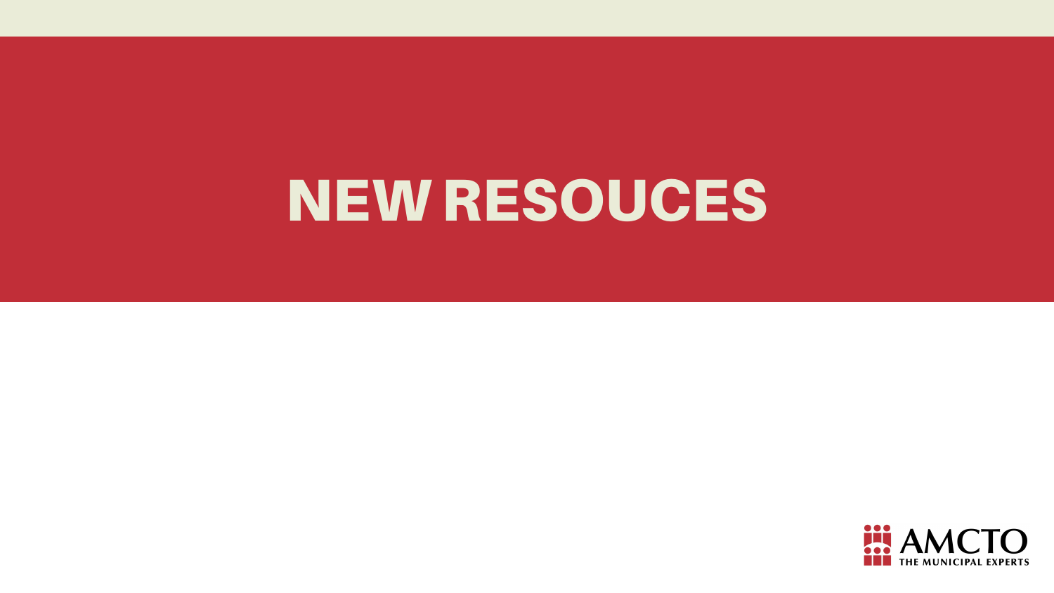# NEW RESOUCES

AMCTO
THE MUNICIPAL EXPERTS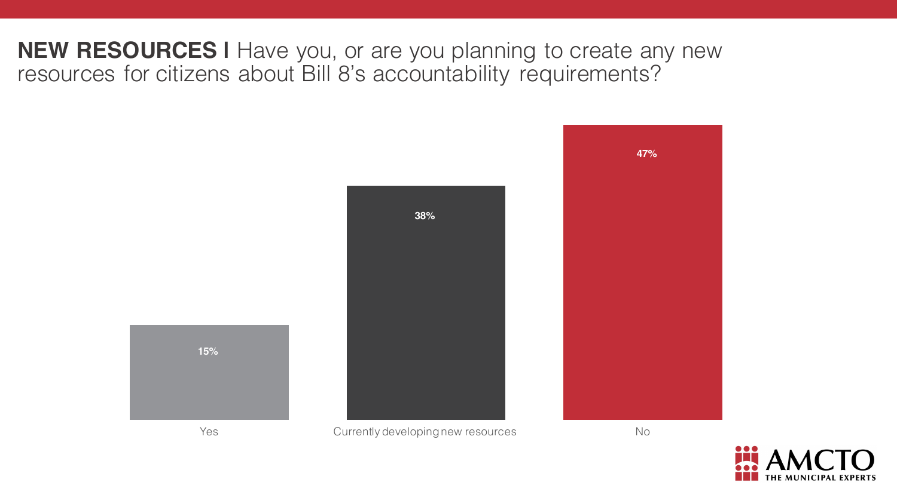**NEW RESOURCES I** Have you, or are you planning to create any new resources for citizens about Bill 8's accountability requirements?

| Response | Percentage |
| --- | --- |
| Yes | 15% |
| Currently developing new resources | 38% |
| No | 47% |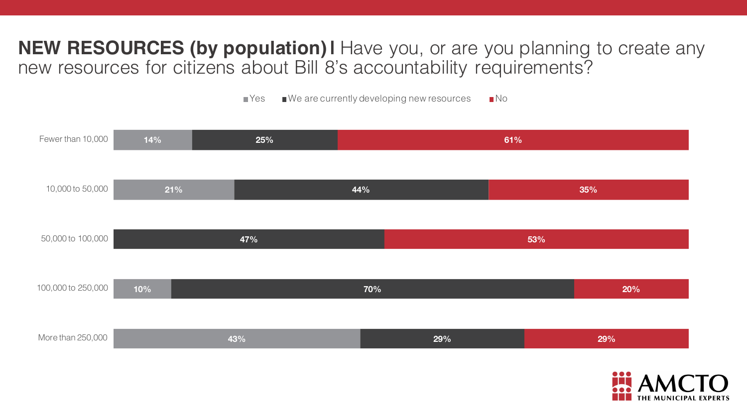## **NEW RESOURCES (by population) |** Have you, or are you planning to create any new resources for citizens about Bill 8's accountability requirements?

| Population | Yes | We are currently developing new resources | No |
| --- | --- | --- | --- |
| Fewer than 10,000 | 14% | 25% | 61% |
| 10,000 to 50,000 | 21% | 44% | 35% |
| 50,000 to 100,000 | | 47% | 53% |
| 100,000 to 250,000 | 10% | 70% | 20% |
| More than 250,000 | 43% | 29% | 29% |

AMCTO THE MUNICIPAL EXPERTS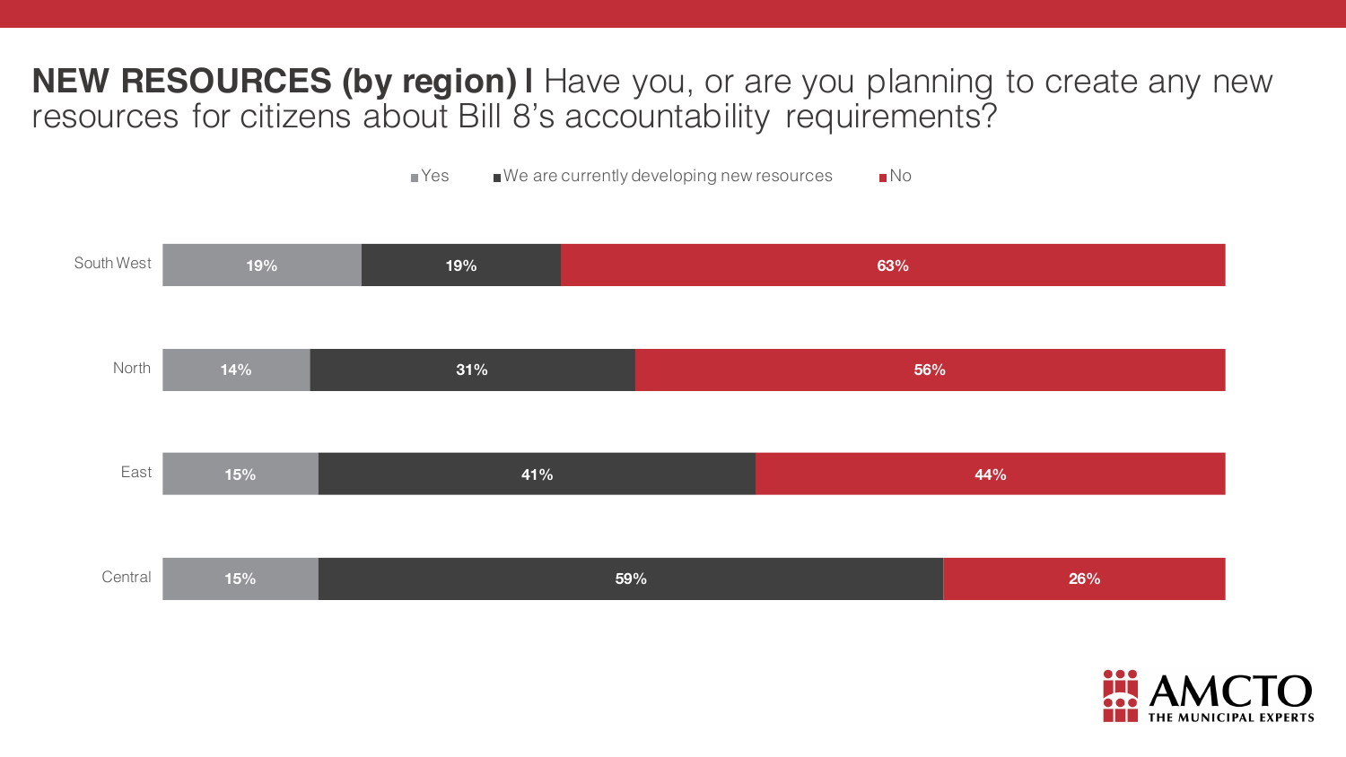## NEW RESOURCES (by region) | Have you, or are you planning to create any new resources for citizens about Bill 8's accountability requirements?

| Region | Yes | We are currently developing new resources | No |
| --- | --- | --- | --- |
| South West | 19% | 19% | 63% |
| North | 14% | 31% | 56% |
| East | 15% | 41% | 44% |
| Central | 15% | 59% | 26% |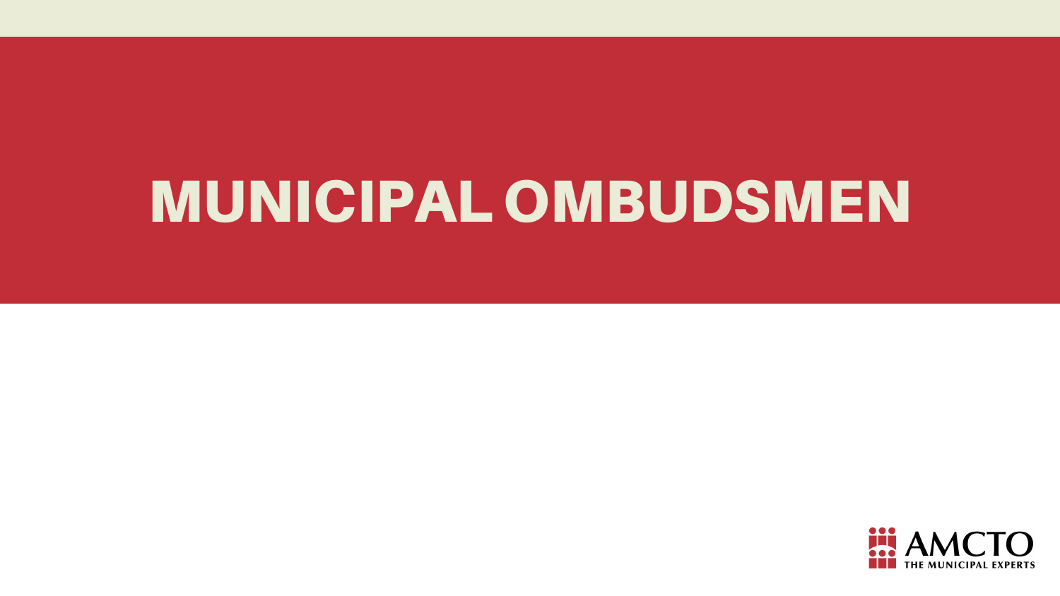# MUNICIPAL OMBUDSMEN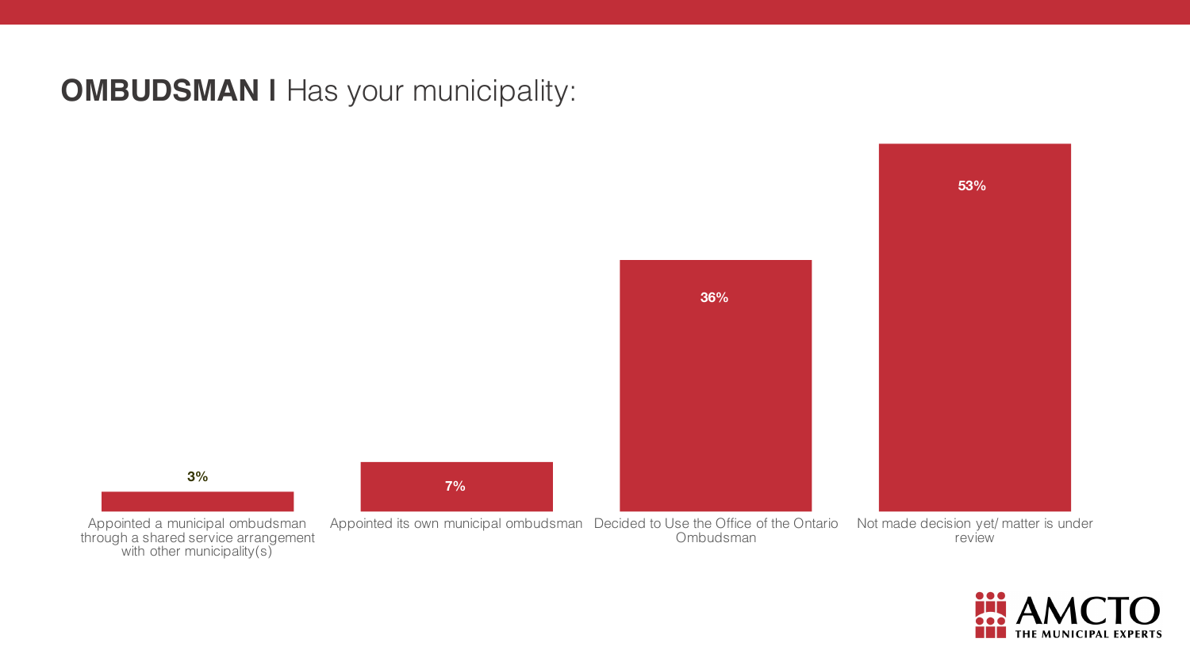## **OMBUDSMAN |** Has your municipality:

| Response | Percentage |
|---|---|
| Appointed a municipal ombudsman through a shared service arrangement with other municipality(s) | 3% |
| Appointed its own municipal ombudsman | 7% |
| Decided to Use the Office of the Ontario Ombudsman | 36% |
| Not made decision yet/ matter is under review | 53% |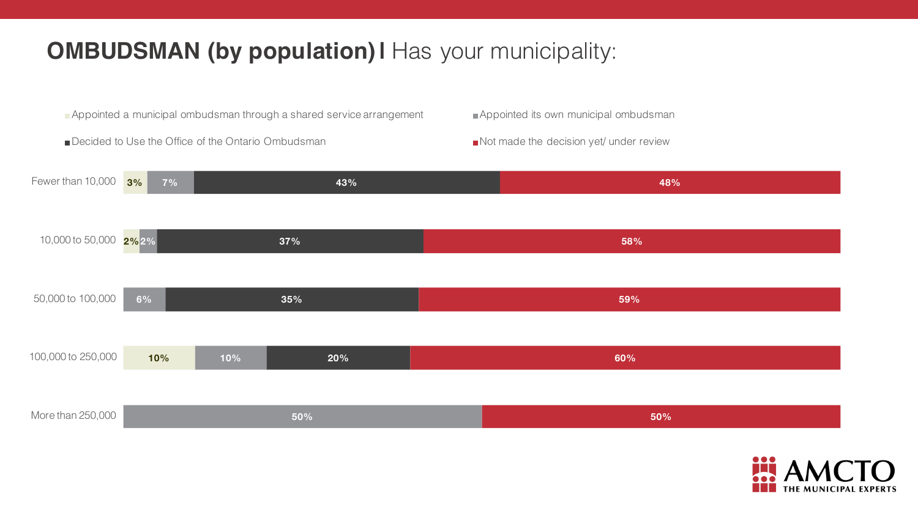# **OMBUDSMAN (by population)** | Has your municipality:

| Population | Appointed a municipal ombudsman through a shared service arrangement | Appointed its own municipal ombudsman | Decided to Use the Office of the Ontario Ombudsman | Not made the decision yet/ under review |
|---|---|---|---|---|
| Fewer than 10,000 | 3% | 7% | 43% | 48% |
| 10,000 to 50,000 | 2% | 2% | 37% | 58% |
| 50,000 to 100,000 | | 6% | 35% | 59% |
| 100,000 to 250,000 | 10% | 10% | 20% | 60% |
| More than 250,000 | | 50% | | 50% |

AMCTO THE MUNICIPAL EXPERTS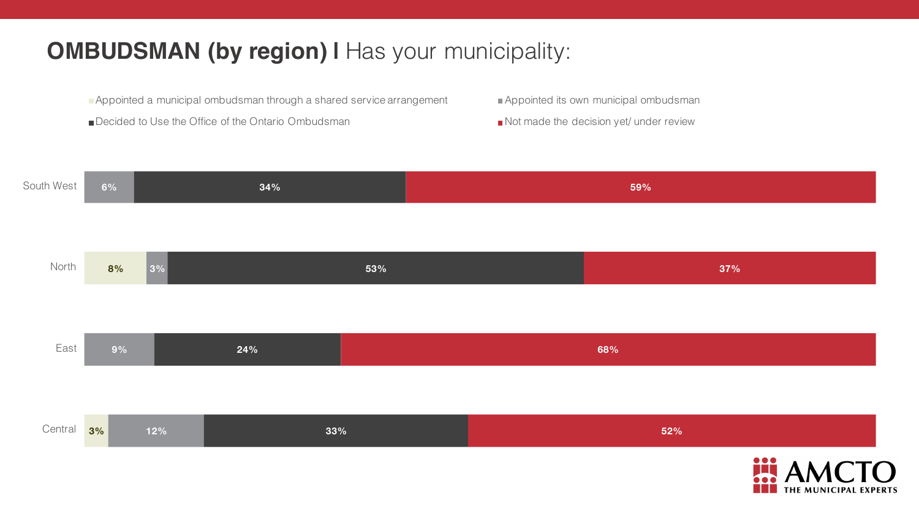# OMBUDSMAN (by region) I Has your municipality:

| Region | Appointed a municipal ombudsman through a shared service arrangement | Appointed its own municipal ombudsman | Decided to Use the Office of the Ontario Ombudsman | Not made the decision yet/ under review |
|---|---|---|---|---|
| South West | | 6% | 34% | 59% |
| North | 8% | 3% | 53% | 37% |
| East | | 9% | 24% | 68% |
| Central | 3% | 12% | 33% | 52% |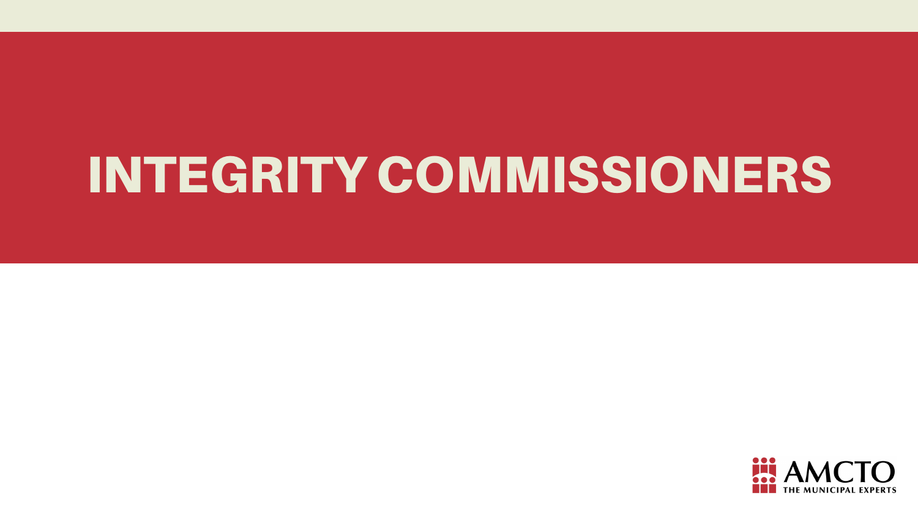# INTEGRITY COMMISSIONERS

AMCTO
THE MUNICIPAL EXPERTS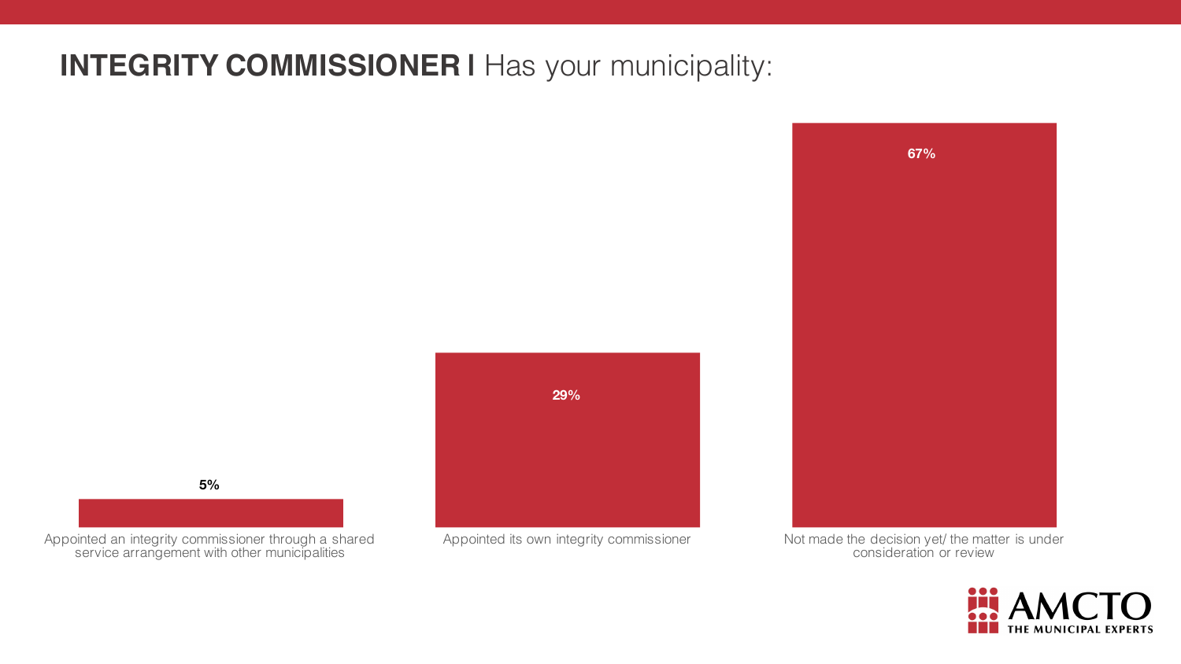## **INTEGRITY COMMISSIONER I** Has your municipality:

| Response | Percentage |
|---|---|
| Appointed an integrity commissioner through a shared service arrangement with other municipalities | 5% |
| Appointed its own integrity commissioner | 29% |
| Not made the decision yet/ the matter is under consideration or review | 67% |

AMCTO THE MUNICIPAL EXPERTS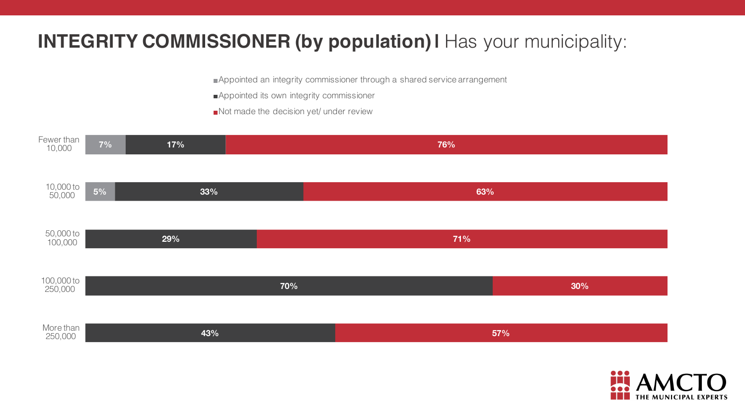# INTEGRITY COMMISSIONER (by population) | Has your municipality:

| Population | Appointed an integrity commissioner through a shared service arrangement | Appointed its own integrity commissioner | Not made the decision yet/ under review |
|---|---|---|---|
| Fewer than 10,000 | 7% | 17% | 76% |
| 10,000 to 50,000 | 5% | 33% | 63% |
| 50,000 to 100,000 | | 29% | 71% |
| 100,000 to 250,000 | | 70% | 30% |
| More than 250,000 | | 43% | 57% |

AMCTO THE MUNICIPAL EXPERTS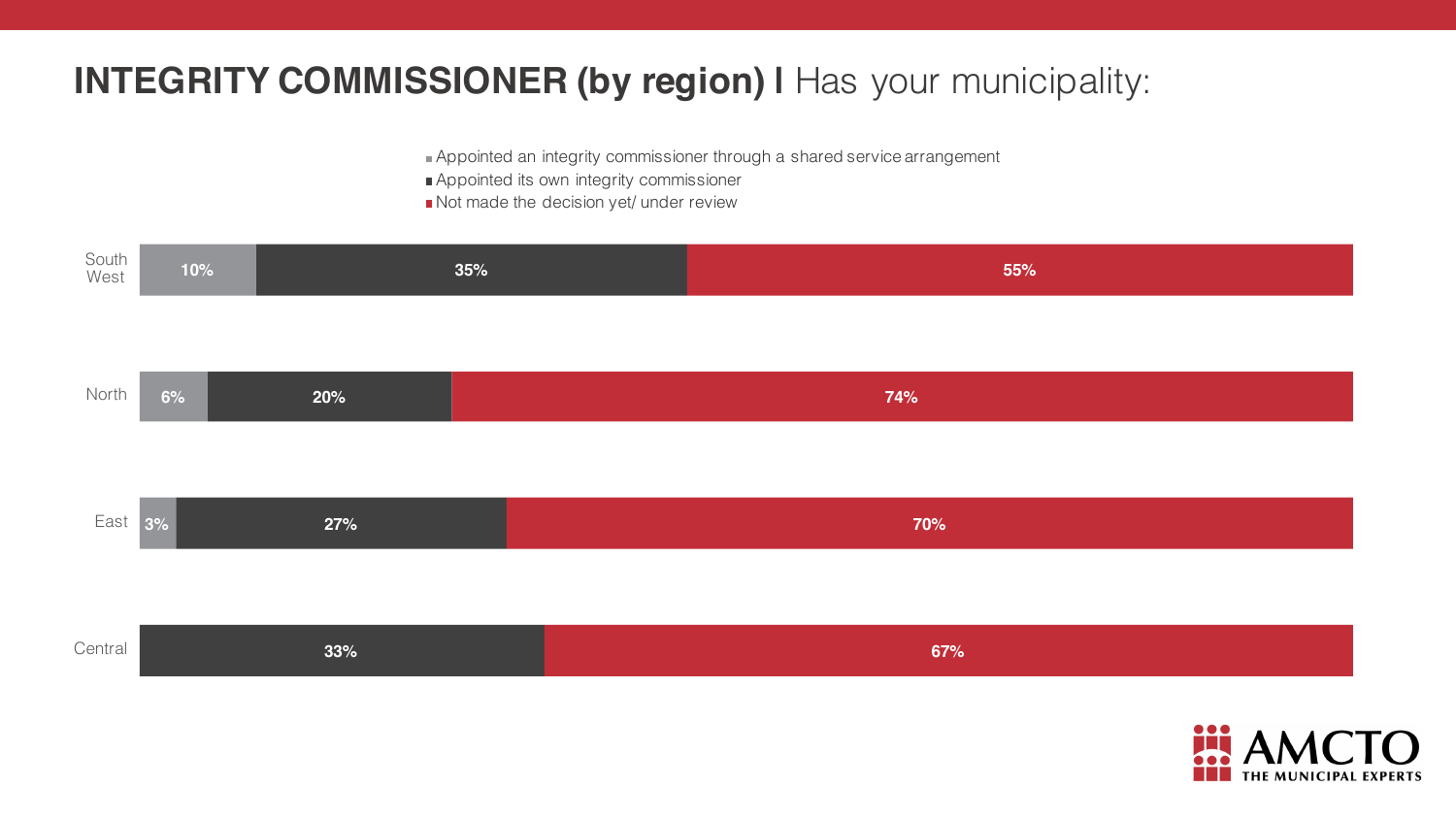# INTEGRITY COMMISSIONER (by region) I Has your municipality:

| Region | Appointed an integrity commissioner through a shared service arrangement | Appointed its own integrity commissioner | Not made the decision yet/ under review |
|---|---|---|---|
| South West | 10% | 35% | 55% |
| North | 6% | 20% | 74% |
| East | 3% | 27% | 70% |
| Central | | 33% | 67% |

AMCTO THE MUNICIPAL EXPERTS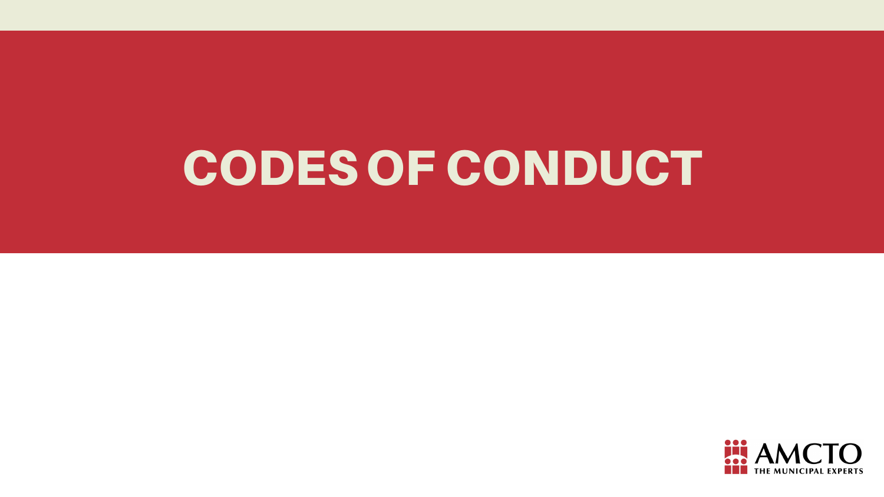# CODES OF CONDUCT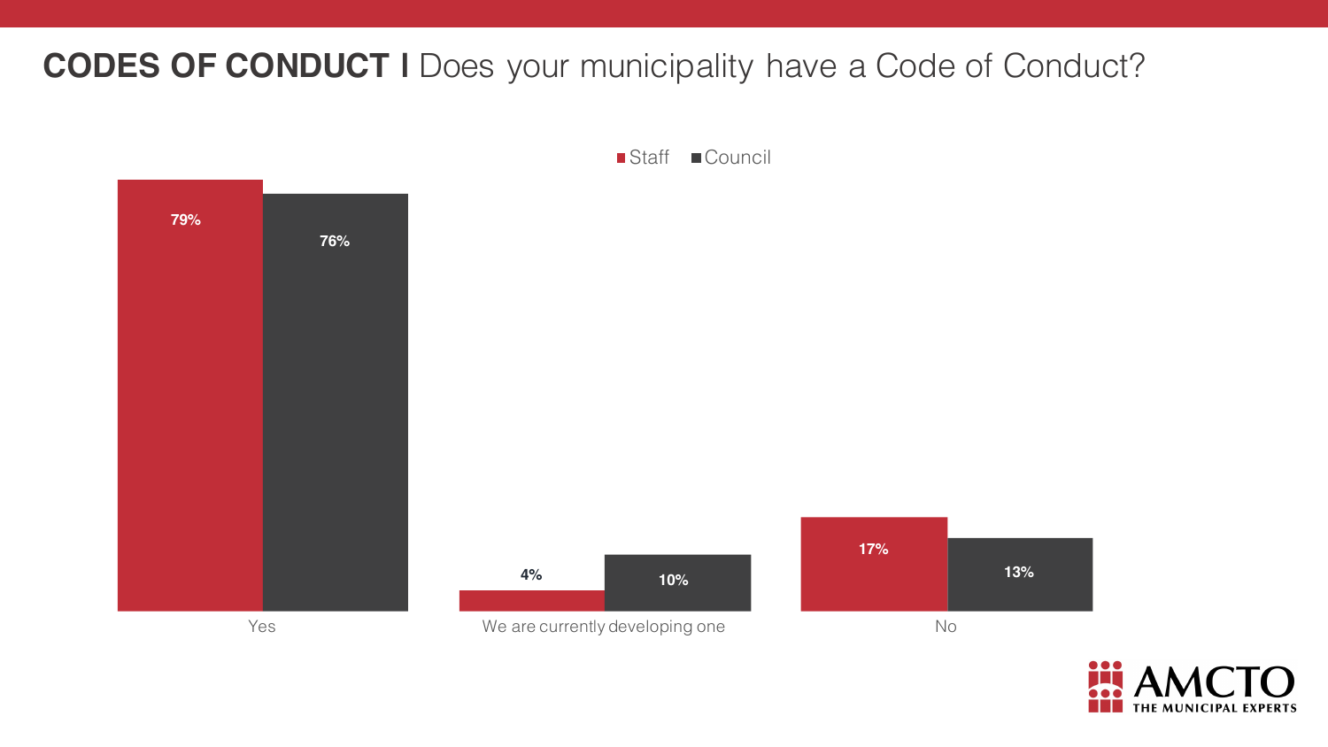## **CODES OF CONDUCT I** Does your municipality have a Code of Conduct?

| | Staff | Council |
|---|---|---|
| Yes | 79% | 76% |
| We are currently developing one | 4% | 10% |
| No | 17% | 13% |

AMCTO THE MUNICIPAL EXPERTS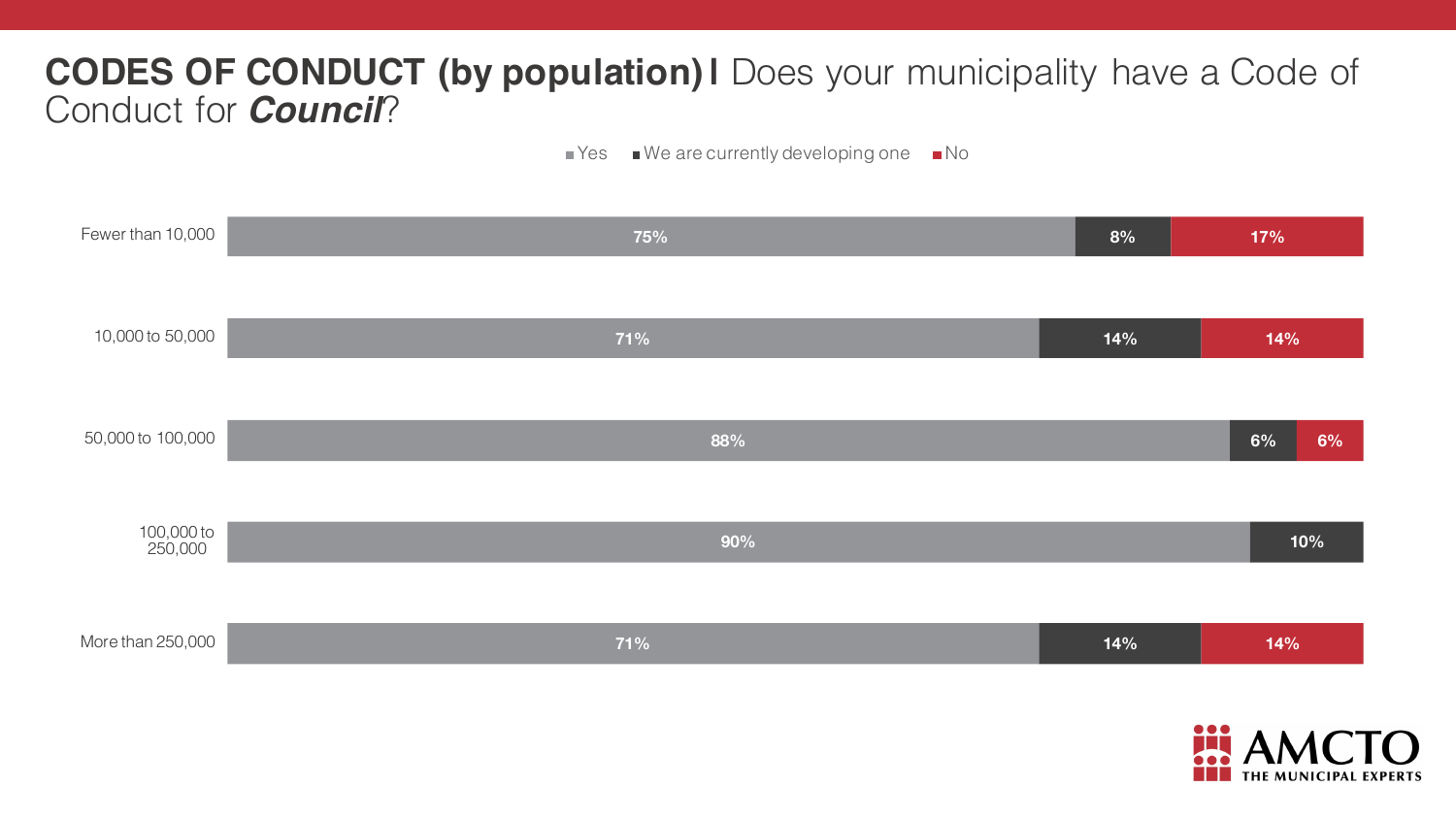## CODES OF CONDUCT (by population) I Does your municipality have a Code of Conduct for ***Council***?

| Population | Yes | We are currently developing one | No |
|---|---|---|---|
| Fewer than 10,000 | 75% | 8% | 17% |
| 10,000 to 50,000 | 71% | 14% | 14% |
| 50,000 to 100,000 | 88% | 6% | 6% |
| 100,000 to 250,000 | 90% | 10% | |
| More than 250,000 | 71% | 14% | 14% |

AMCTO THE MUNICIPAL EXPERTS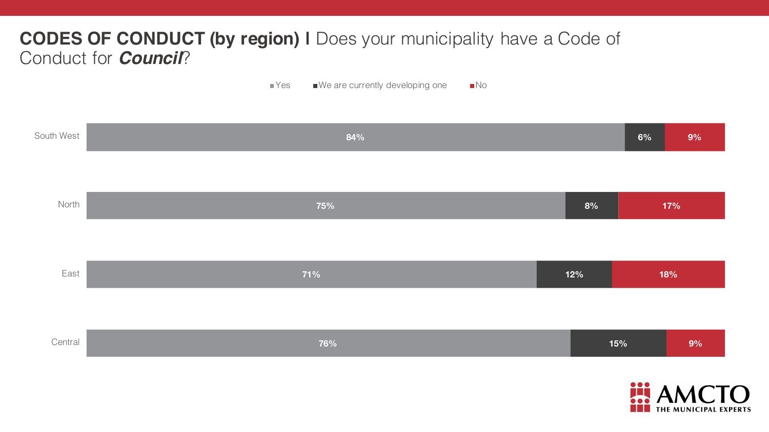# **CODES OF CONDUCT (by region) I** Does your municipality have a Code of Conduct for ***Council***?

| Region | Yes | We are currently developing one | No |
|---|---|---|---|
| South West | 84% | 6% | 9% |
| North | 75% | 8% | 17% |
| East | 71% | 12% | 18% |
| Central | 76% | 15% | 9% |

AMCTO THE MUNICIPAL EXPERTS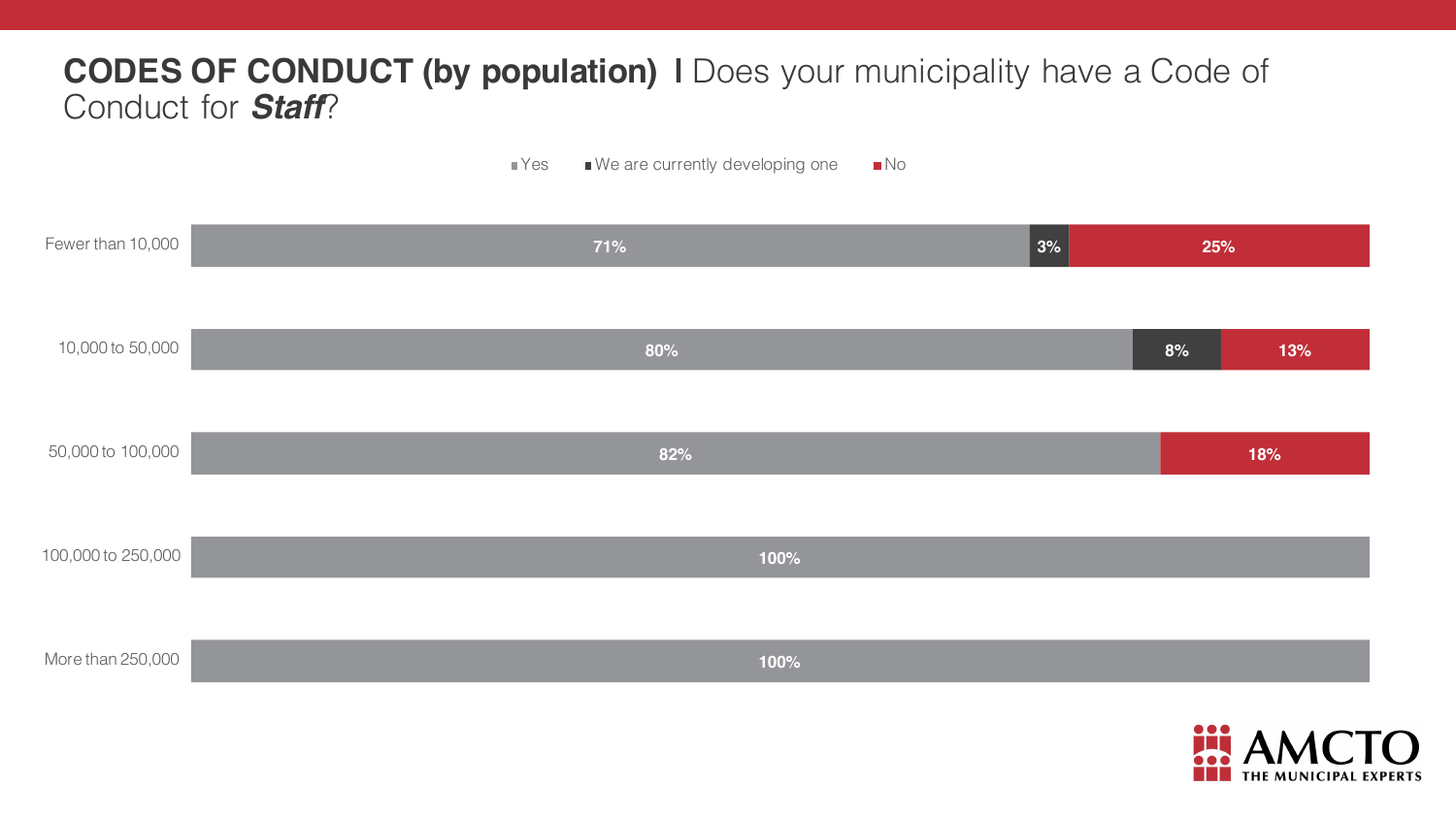## CODES OF CONDUCT (by population) I Does your municipality have a Code of Conduct for ***Staff***?

| Population | Yes | We are currently developing one | No |
|---|---|---|---|
| Fewer than 10,000 | 71% | 3% | 25% |
| 10,000 to 50,000 | 80% | 8% | 13% |
| 50,000 to 100,000 | 82% | | 18% |
| 100,000 to 250,000 | 100% | | |
| More than 250,000 | 100% | | |

AMCTO THE MUNICIPAL EXPERTS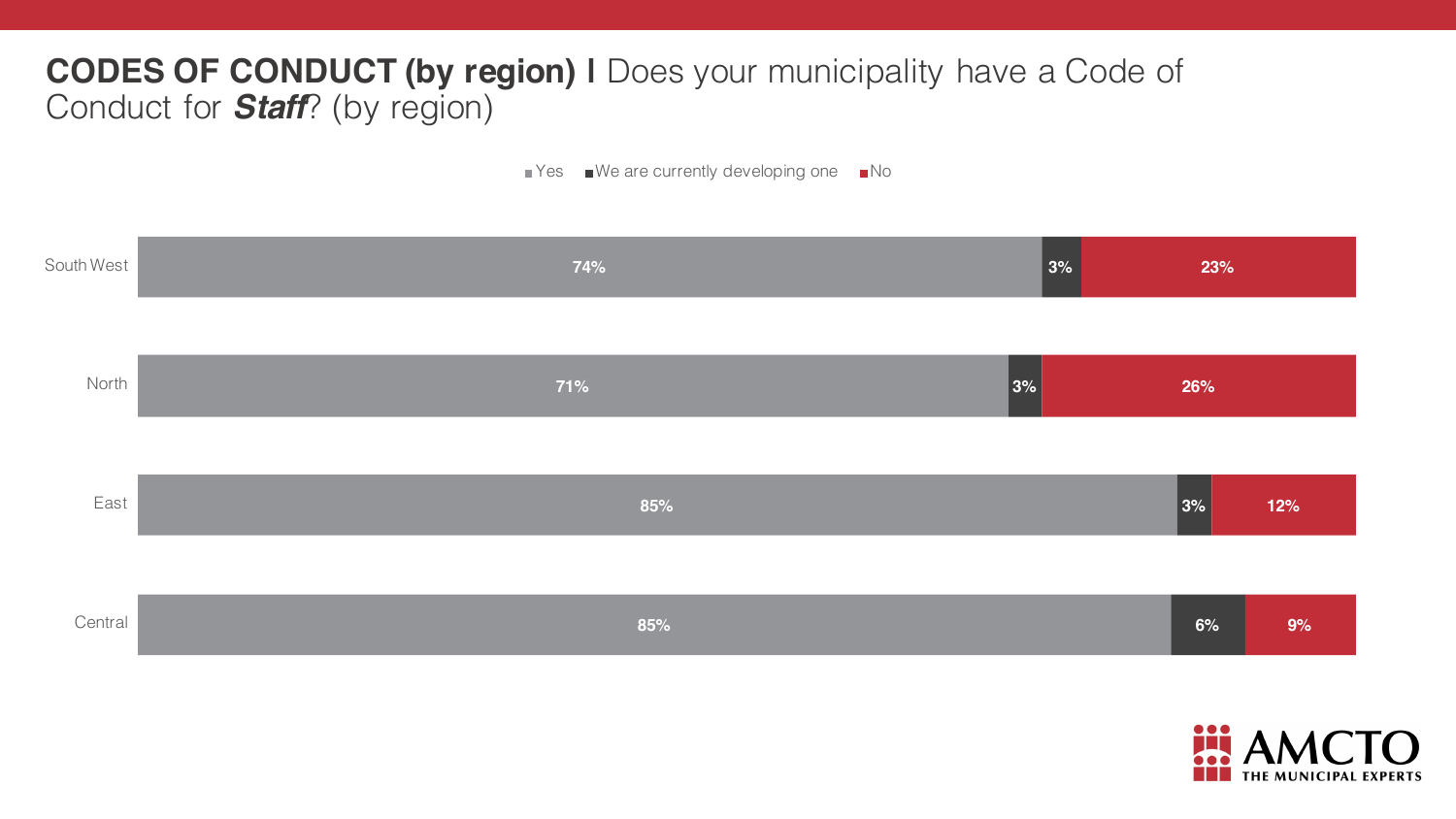# **CODES OF CONDUCT (by region)** I Does your municipality have a Code of Conduct for ***Staff***? (by region)

| Region | Yes | We are currently developing one | No |
|---|---|---|---|
| South West | 74% | 3% | 23% |
| North | 71% | 3% | 26% |
| East | 85% | 3% | 12% |
| Central | 85% | 6% | 9% |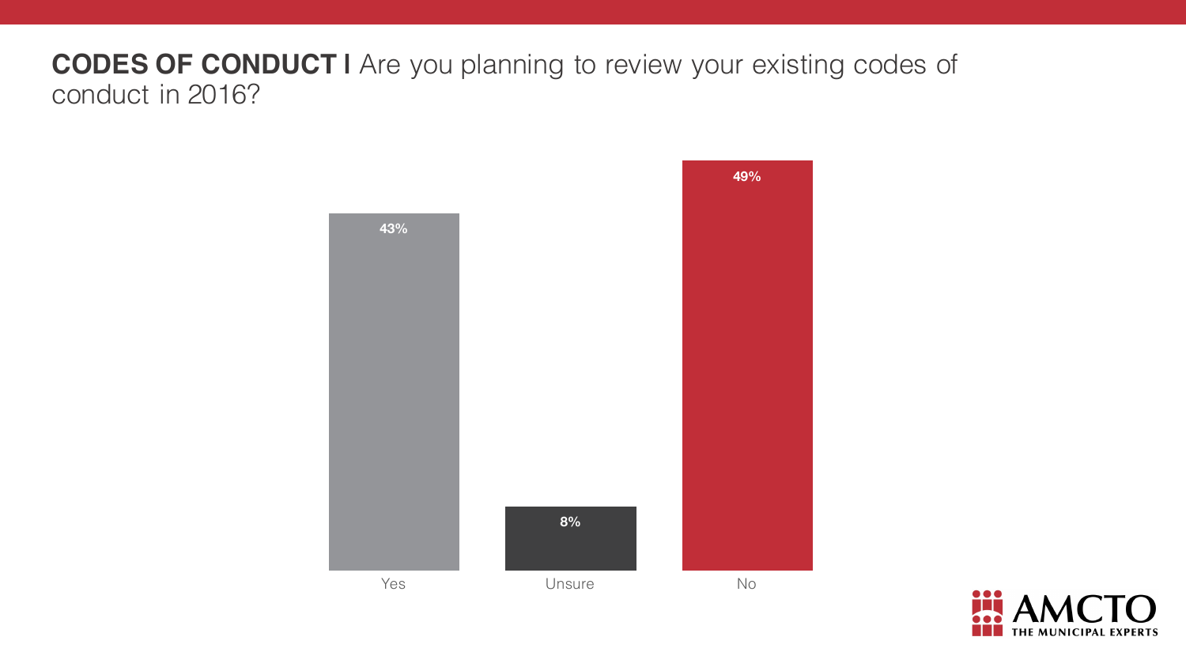**CODES OF CONDUCT I** Are you planning to review your existing codes of conduct in 2016?

| Response | Percentage |
| --- | --- |
| Yes | 43% |
| Unsure | 8% |
| No | 49% |

AMCTO THE MUNICIPAL EXPERTS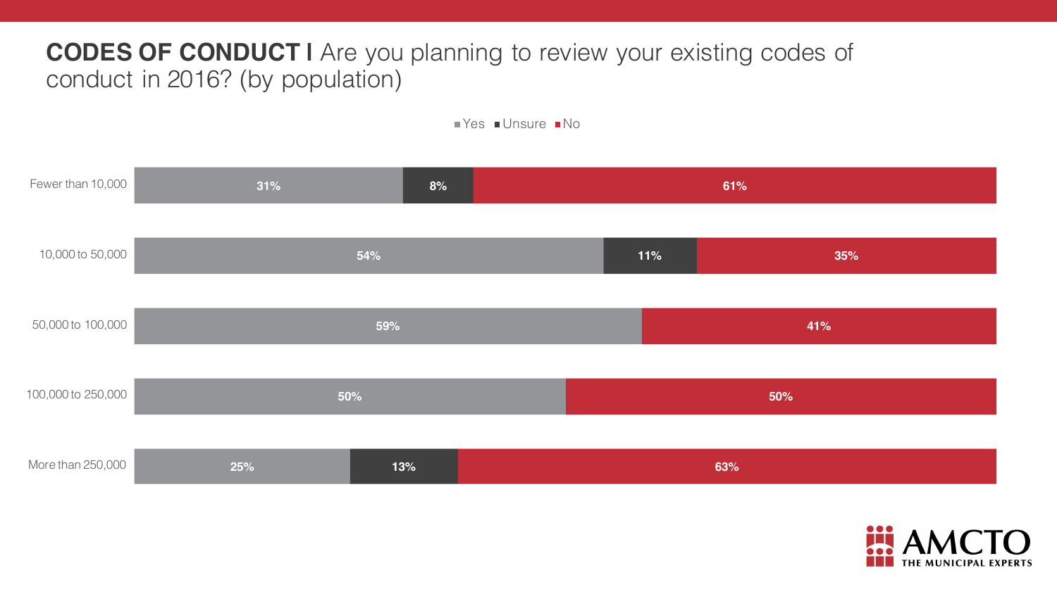# CODES OF CONDUCT | Are you planning to review your existing codes of conduct in 2016? (by population)

| Population | Yes | Unsure | No |
|---|---|---|---|
| Fewer than 10,000 | 31% | 8% | 61% |
| 10,000 to 50,000 | 54% | 11% | 35% |
| 50,000 to 100,000 | 59% | | 41% |
| 100,000 to 250,000 | 50% | | 50% |
| More than 250,000 | 25% | 13% | 63% |

AMCTO
THE MUNICIPAL EXPERTS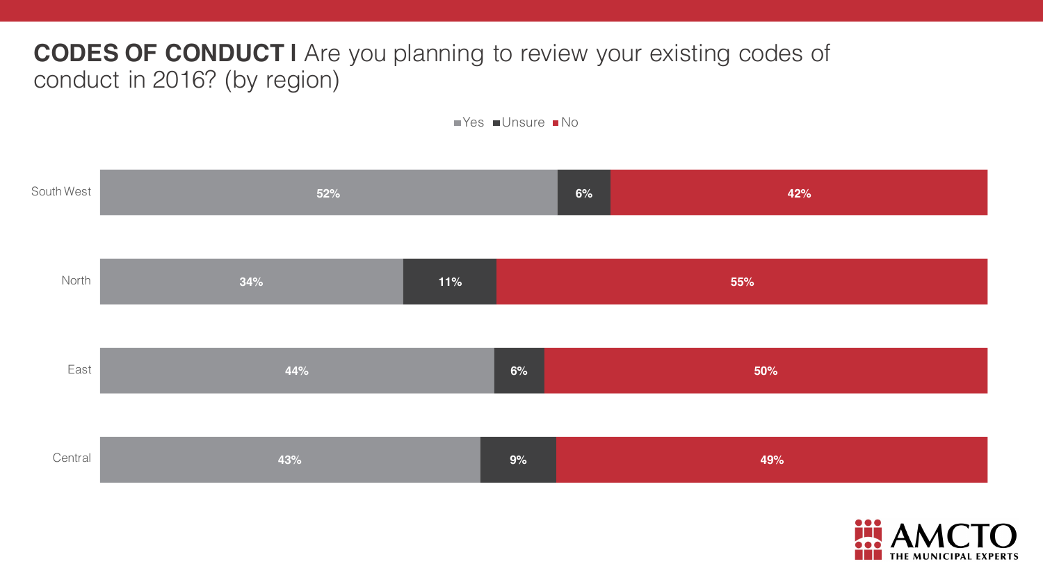## **CODES OF CONDUCT I** Are you planning to review your existing codes of conduct in 2016? (by region)

| Region | Yes | Unsure | No |
|---|---|---|---|
| South West | 52% | 6% | 42% |
| North | 34% | 11% | 55% |
| East | 44% | 6% | 50% |
| Central | 43% | 9% | 49% |

AMCTO THE MUNICIPAL EXPERTS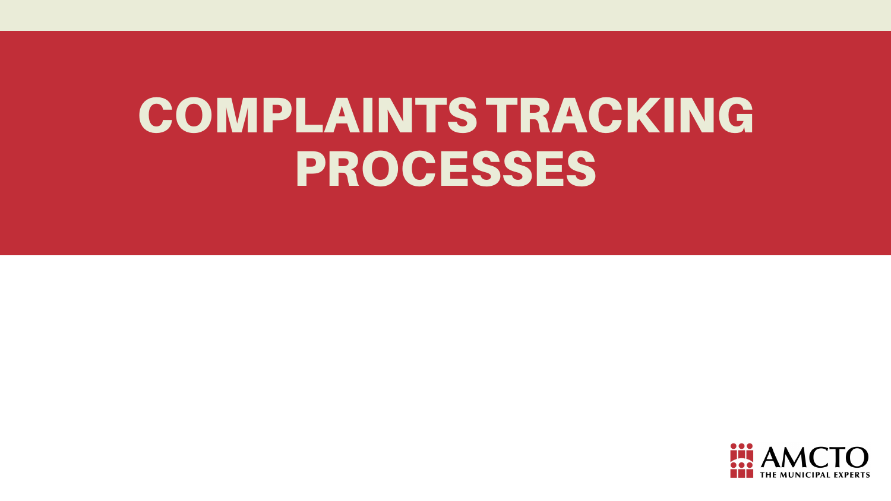# COMPLAINTS TRACKING PROCESSES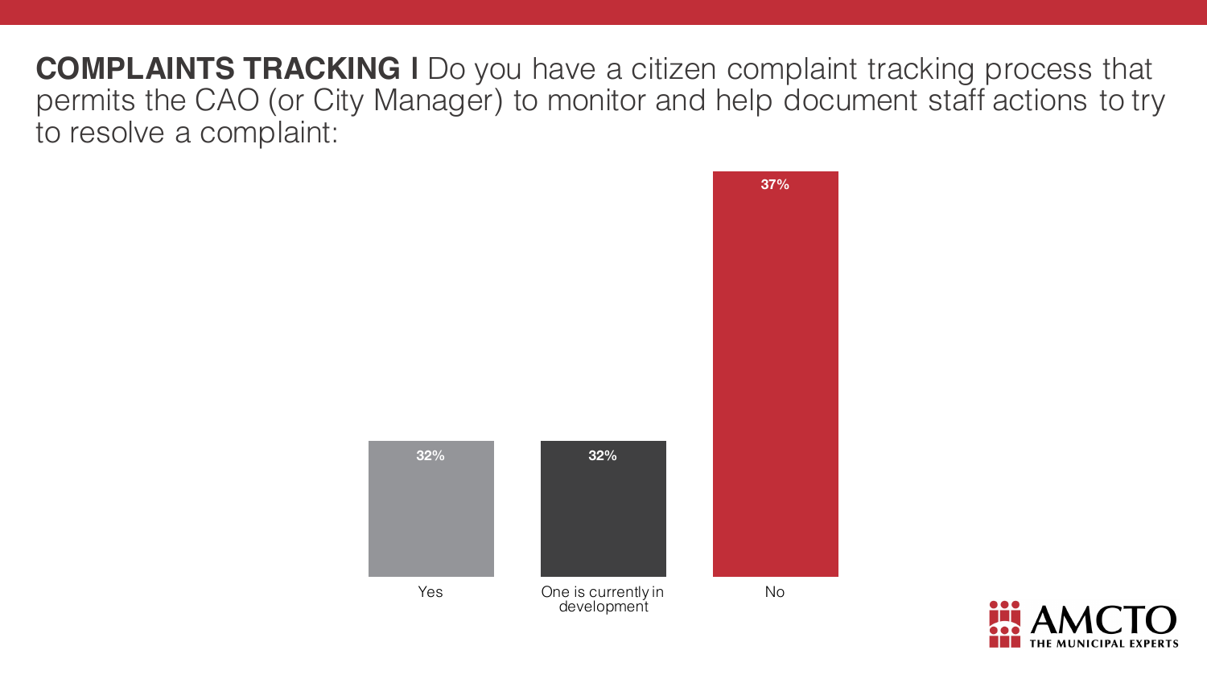**COMPLAINTS TRACKING |** Do you have a citizen complaint tracking process that permits the CAO (or City Manager) to monitor and help document staff actions to try to resolve a complaint:

| Response | Percentage |
| --- | --- |
| Yes | 32% |
| One is currently in development | 32% |
| No | 37% |

AMCTO
THE MUNICIPAL EXPERTS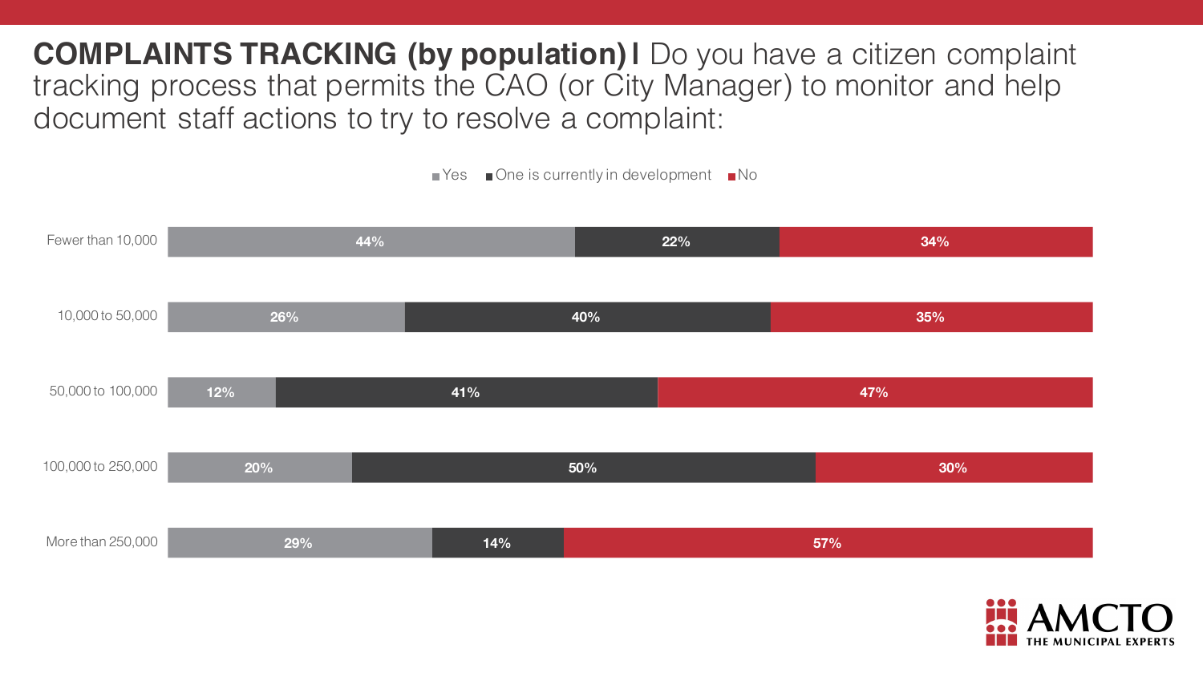## **COMPLAINTS TRACKING (by population) |** Do you have a citizen complaint tracking process that permits the CAO (or City Manager) to monitor and help document staff actions to try to resolve a complaint:

| Population | Yes | One is currently in development | No |
|---|---|---|---|
| Fewer than 10,000 | 44% | 22% | 34% |
| 10,000 to 50,000 | 26% | 40% | 35% |
| 50,000 to 100,000 | 12% | 41% | 47% |
| 100,000 to 250,000 | 20% | 50% | 30% |
| More than 250,000 | 29% | 14% | 57% |

AMCTO THE MUNICIPAL EXPERTS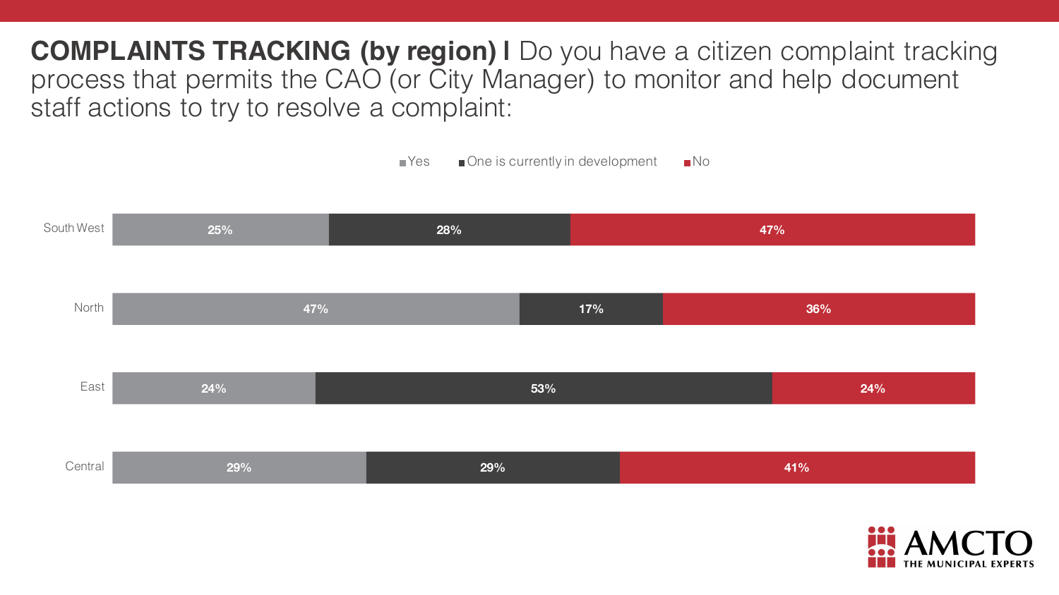# **COMPLAINTS TRACKING (by region) I** Do you have a citizen complaint tracking process that permits the CAO (or City Manager) to monitor and help document staff actions to try to resolve a complaint:

| Region | Yes | One is currently in development | No |
|---|---|---|---|
| South West | 25% | 28% | 47% |
| North | 47% | 17% | 36% |
| East | 24% | 53% | 24% |
| Central | 29% | 29% | 41% |

AMCTO THE MUNICIPAL EXPERTS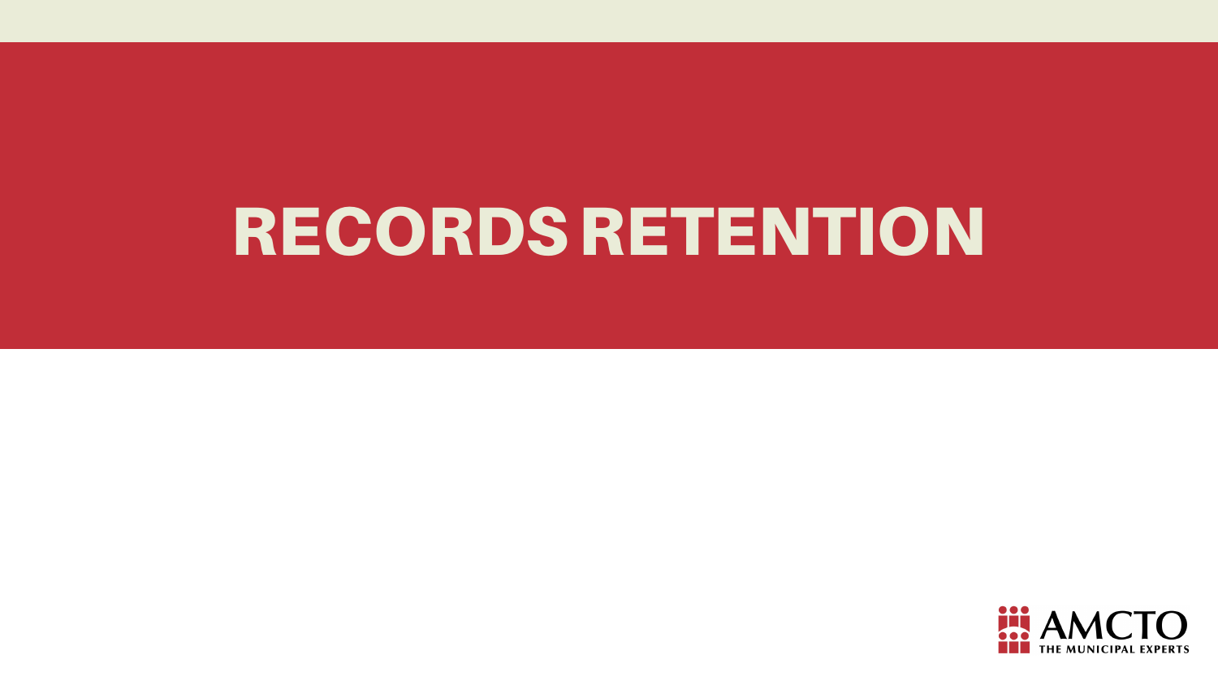# RECORDS RETENTION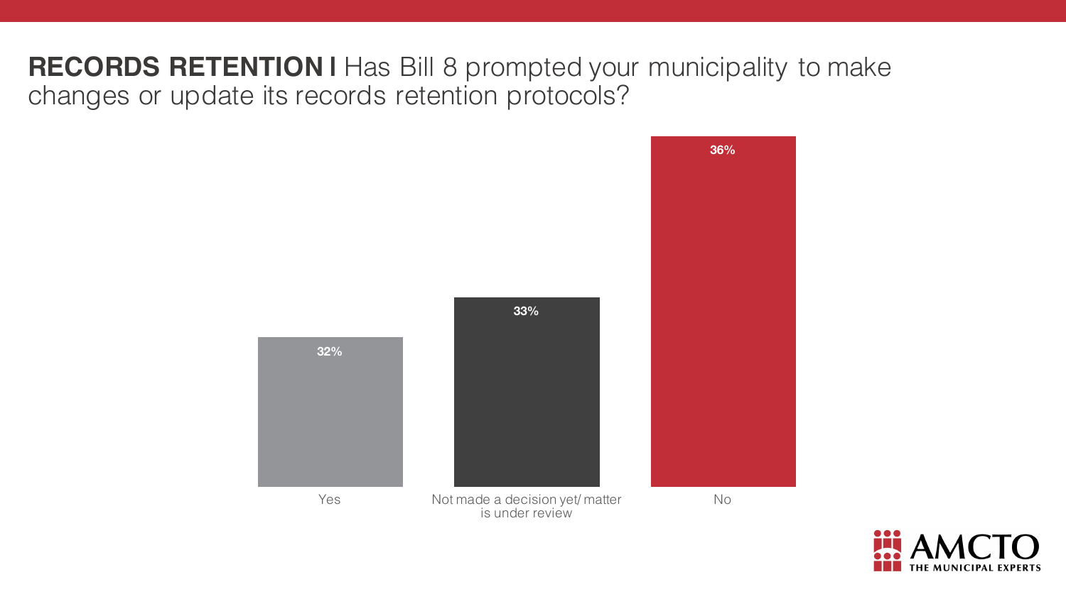**RECORDS RETENTION |** Has Bill 8 prompted your municipality to make changes or update its records retention protocols?

| Yes | Not made a decision yet/ matter is under review | No |
|---|---|---|
| 32% | 33% | 36% |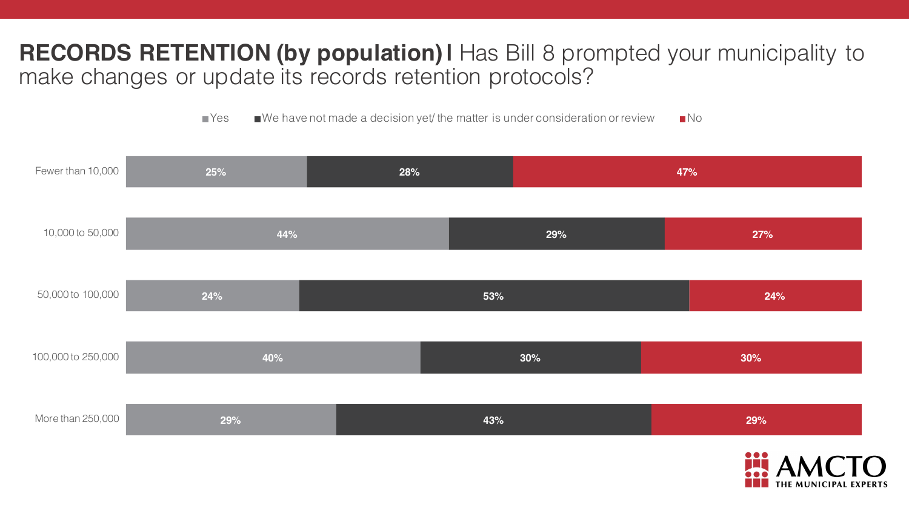## **RECORDS RETENTION (by population) I** Has Bill 8 prompted your municipality to make changes or update its records retention protocols?

| Population | Yes | We have not made a decision yet/ the matter is under consideration or review | No |
|---|---|---|---|
| Fewer than 10,000 | 25% | 28% | 47% |
| 10,000 to 50,000 | 44% | 29% | 27% |
| 50,000 to 100,000 | 24% | 53% | 24% |
| 100,000 to 250,000 | 40% | 30% | 30% |
| More than 250,000 | 29% | 43% | 29% |

AMCTO THE MUNICIPAL EXPERTS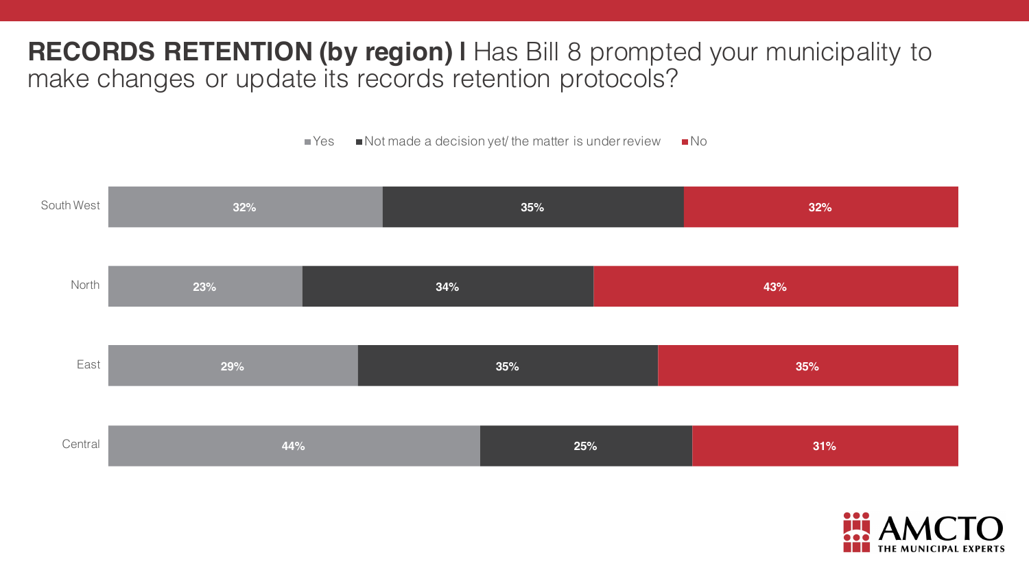# RECORDS RETENTION (by region) I Has Bill 8 prompted your municipality to make changes or update its records retention protocols?

| Region | Yes | Not made a decision yet/ the matter is under review | No |
|---|---|---|---|
| South West | 32% | 35% | 32% |
| North | 23% | 34% | 43% |
| East | 29% | 35% | 35% |
| Central | 44% | 25% | 31% |

AMCTO THE MUNICIPAL EXPERTS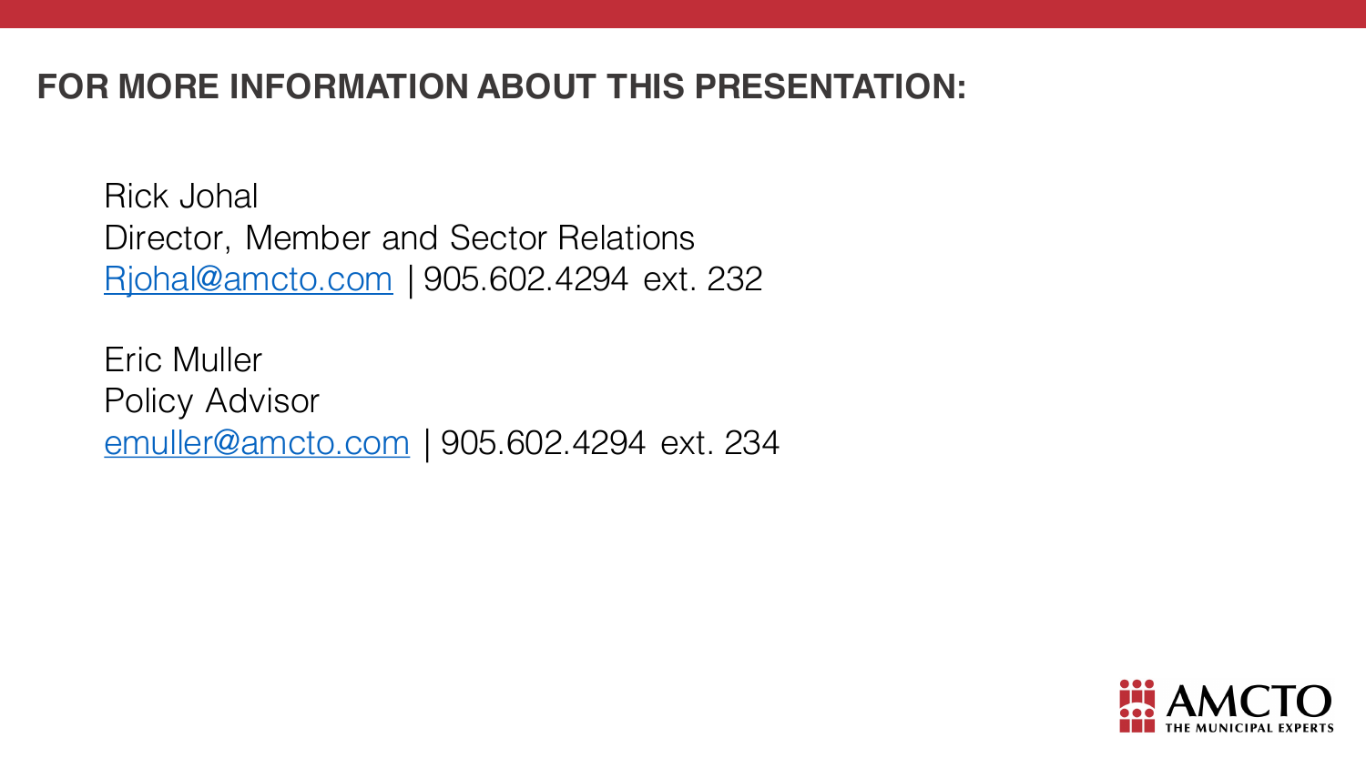## FOR MORE INFORMATION ABOUT THIS PRESENTATION:

Rick Johal
Director, Member and Sector Relations
Rjohal@amcto.com | 905.602.4294 ext. 232

Eric Muller
Policy Advisor
emuller@amcto.com | 905.602.4294 ext. 234

AMCTO
THE MUNICIPAL EXPERTS